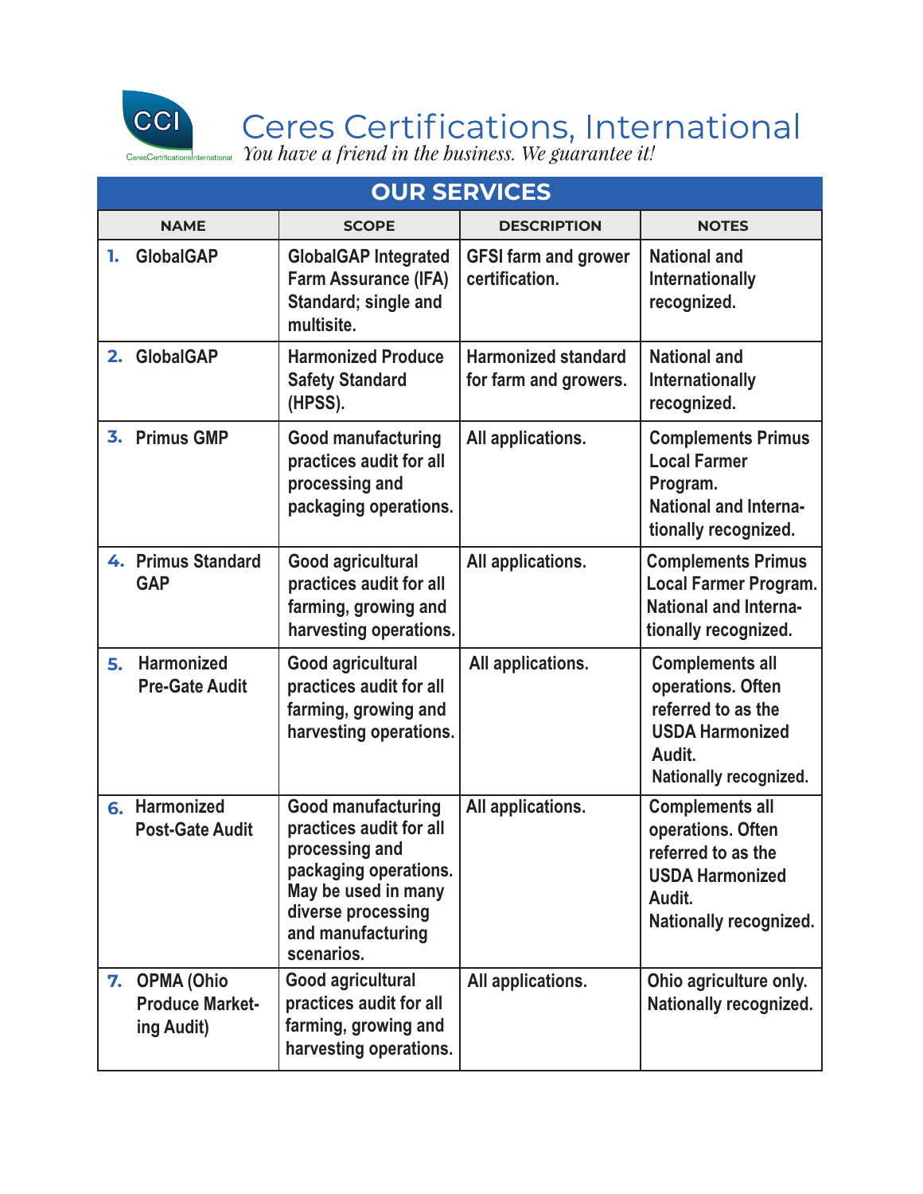# Ceres Certifications, International

*You have a friend in the business. We guarantee it!*

## OUR SERVICES

| NAME | SCOPE | DESCRIPTION | NOTES |
|---|---|---|---|
| **1.** GlobalGAP | GlobalGAP Integrated Farm Assurance (IFA) Standard; single and multisite. | GFSI farm and grower certification. | National and Internationally recognized. |
| **2.** GlobalGAP | Harmonized Produce Safety Standard (HPSS). | Harmonized standard for farm and growers. | National and Internationally recognized. |
| **3.** Primus GMP | Good manufacturing practices audit for all processing and packaging operations. | All applications. | Complements Primus Local Farmer Program. National and Internationally recognized. |
| **4.** Primus Standard GAP | Good agricultural practices audit for all farming, growing and harvesting operations. | All applications. | Complements Primus Local Farmer Program. National and Internationally recognized. |
| **5.** Harmonized Pre-Gate Audit | Good agricultural practices audit for all farming, growing and harvesting operations. | All applications. | Complements all operations. Often referred to as the USDA Harmonized Audit. Nationally recognized. |
| **6.** Harmonized Post-Gate Audit | Good manufacturing practices audit for all processing and packaging operations. May be used in many diverse processing and manufacturing scenarios. | All applications. | Complements all operations. Often referred to as the USDA Harmonized Audit. Nationally recognized. |
| **7.** OPMA (Ohio Produce Marketing Audit) | Good agricultural practices audit for all farming, growing and harvesting operations. | All applications. | Ohio agriculture only. Nationally recognized. |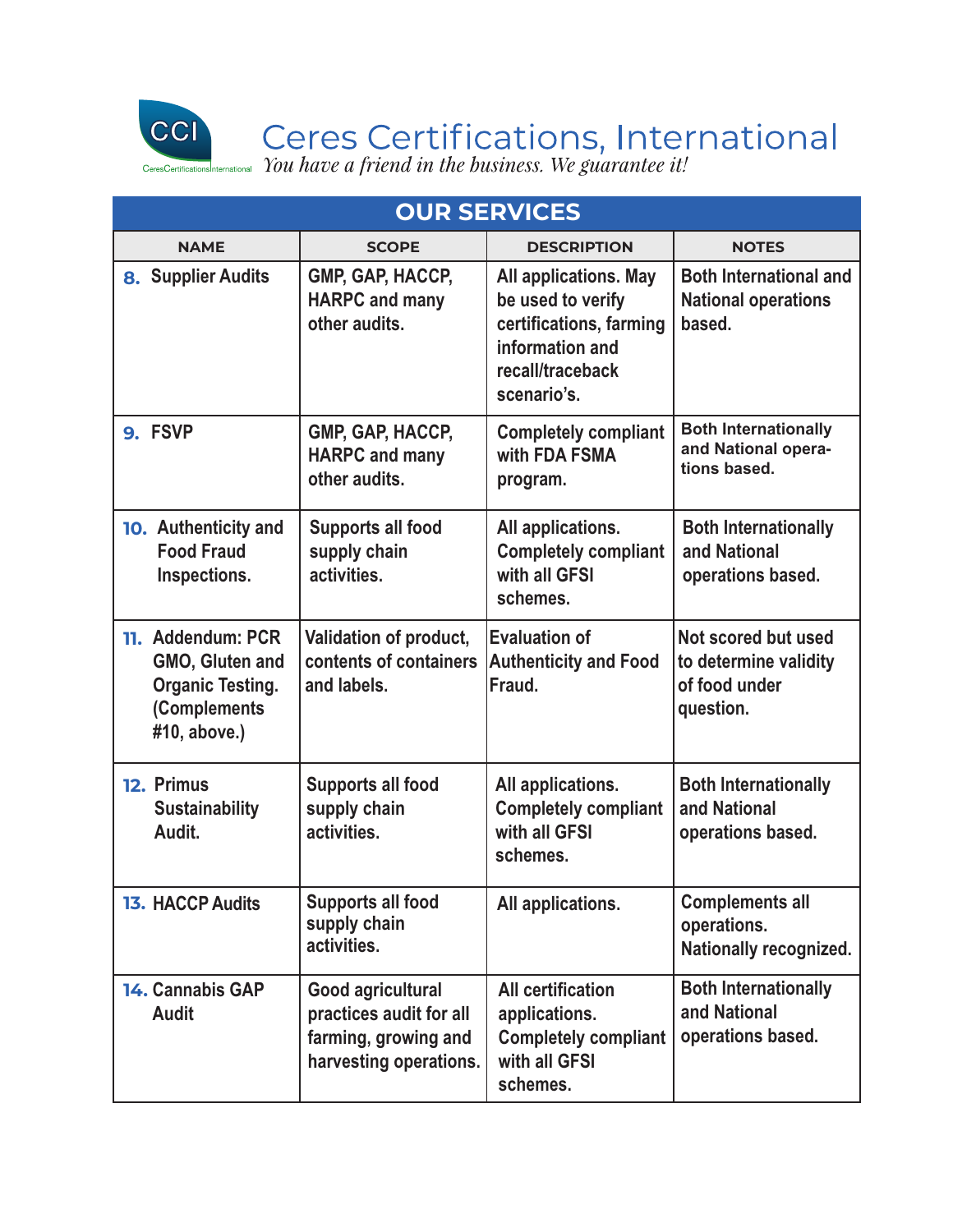# Ceres Certifications, International

*You have a friend in the business. We guarantee it!*

## OUR SERVICES

| NAME | SCOPE | DESCRIPTION | NOTES |
|---|---|---|---|
| **8.** Supplier Audits | GMP, GAP, HACCP, HARPC and many other audits. | All applications. May be used to verify certifications, farming information and recall/traceback scenario's. | Both International and National operations based. |
| **9.** FSVP | GMP, GAP, HACCP, HARPC and many other audits. | Completely compliant with FDA FSMA program. | Both Internationally and National operations based. |
| **10.** Authenticity and Food Fraud Inspections. | Supports all food supply chain activities. | All applications. Completely compliant with all GFSI schemes. | Both Internationally and National operations based. |
| **11.** Addendum: PCR GMO, Gluten and Organic Testing. (Complements #10, above.) | Validation of product, contents of containers and labels. | Evaluation of Authenticity and Food Fraud. | Not scored but used to determine validity of food under question. |
| **12.** Primus Sustainability Audit. | Supports all food supply chain activities. | All applications. Completely compliant with all GFSI schemes. | Both Internationally and National operations based. |
| **13.** HACCP Audits | Supports all food supply chain activities. | All applications. | Complements all operations. Nationally recognized. |
| **14.** Cannabis GAP Audit | Good agricultural practices audit for all farming, growing and harvesting operations. | All certification applications. Completely compliant with all GFSI schemes. | Both Internationally and National operations based. |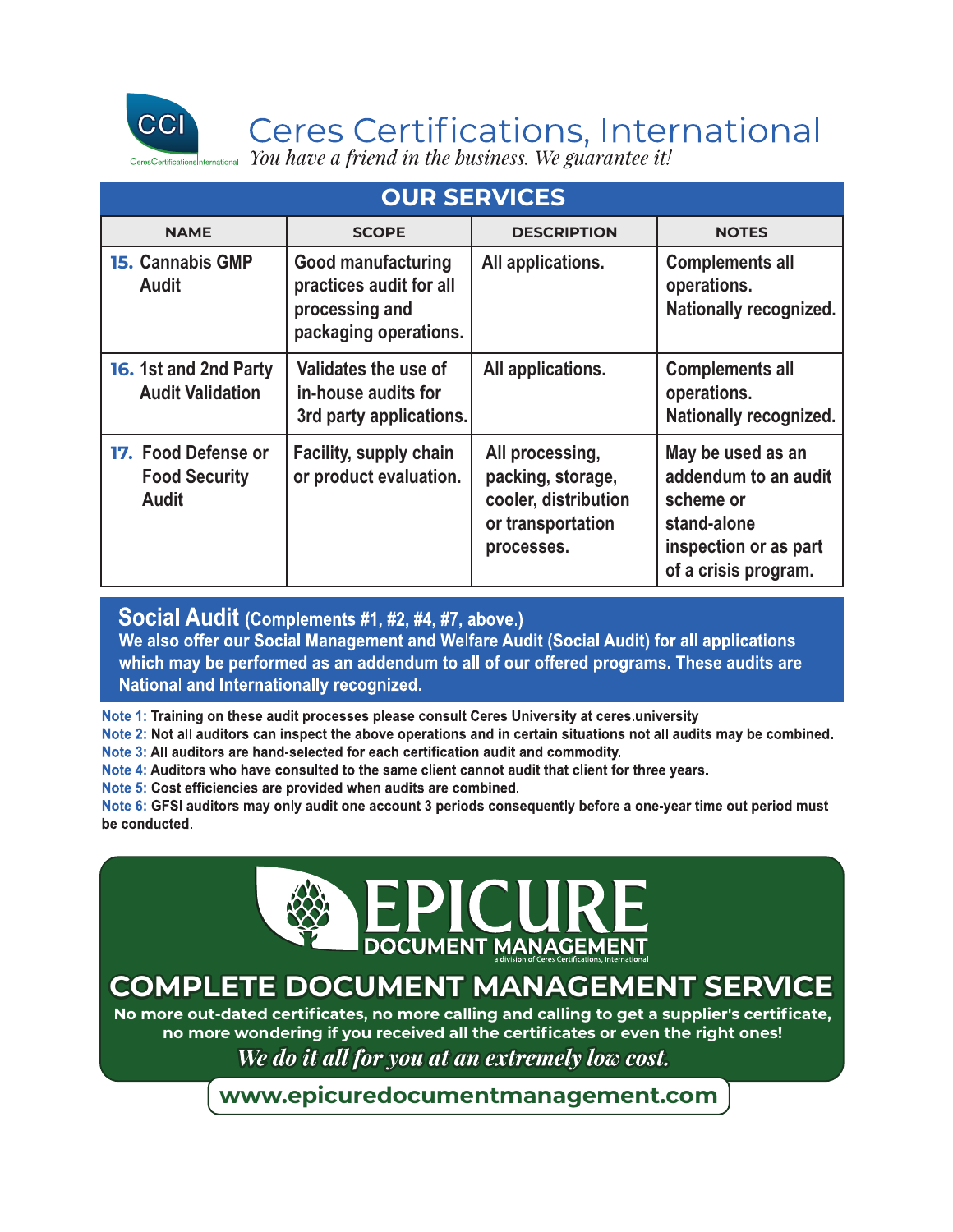# Ceres Certifications, International

*You have a friend in the business. We guarantee it!*

## OUR SERVICES

| NAME | SCOPE | DESCRIPTION | NOTES |
|---|---|---|---|
| **15.** Cannabis GMP Audit | Good manufacturing practices audit for all processing and packaging operations. | All applications. | Complements all operations. Nationally recognized. |
| **16.** 1st and 2nd Party Audit Validation | Validates the use of in-house audits for 3rd party applications. | All applications. | Complements all operations. Nationally recognized. |
| **17.** Food Defense or Food Security Audit | Facility, supply chain or product evaluation. | All processing, packing, storage, cooler, distribution or transportation processes. | May be used as an addendum to an audit scheme or stand-alone inspection or as part of a crisis program. |

**Social Audit** (Complements #1, #2, #4, #7, above.)
We also offer our Social Management and Welfare Audit (Social Audit) for all applications which may be performed as an addendum to all of our offered programs. These audits are National and Internationally recognized.

Note 1: Training on these audit processes please consult Ceres University at ceres.university
Note 2: Not all auditors can inspect the above operations and in certain situations not all audits may be combined.
Note 3: All auditors are hand-selected for each certification audit and commodity.
Note 4: Auditors who have consulted to the same client cannot audit that client for three years.
Note 5: Cost efficiencies are provided when audits are combined.
Note 6: GFSI auditors may only audit one account 3 periods consequently before a one-year time out period must be conducted.

## EPICURE DOCUMENT MANAGEMENT

a division of Ceres Certifications, International

## COMPLETE DOCUMENT MANAGEMENT SERVICE

No more out-dated certificates, no more calling and calling to get a supplier's certificate, no more wondering if you received all the certificates or even the right ones!

*We do it all for you at an extremely low cost.*

www.epicuredocumentmanagement.com